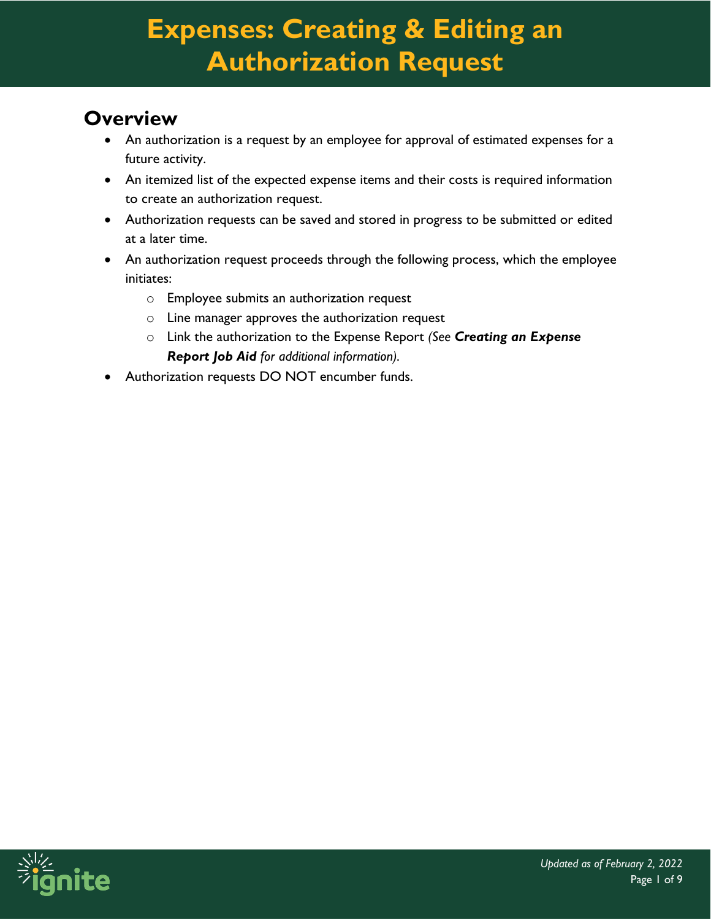# Expenses: Creating & Editing an Authorization Request

## Overview

- An authorization is a request by an employee for approval of estimated expenses for a future activity.
- An itemized list of the expected expense items and their costs is required information to create an authorization request.
- Authorization requests can be saved and stored in progress to be submitted or edited at a later time.
- An authorization request proceeds through the following process, which the employee initiates:
  - Employee submits an authorization request
  - Line manager approves the authorization request
  - Link the authorization to the Expense Report *(See **Creating an Expense Report Job Aid** for additional information).*
- Authorization requests DO NOT encumber funds.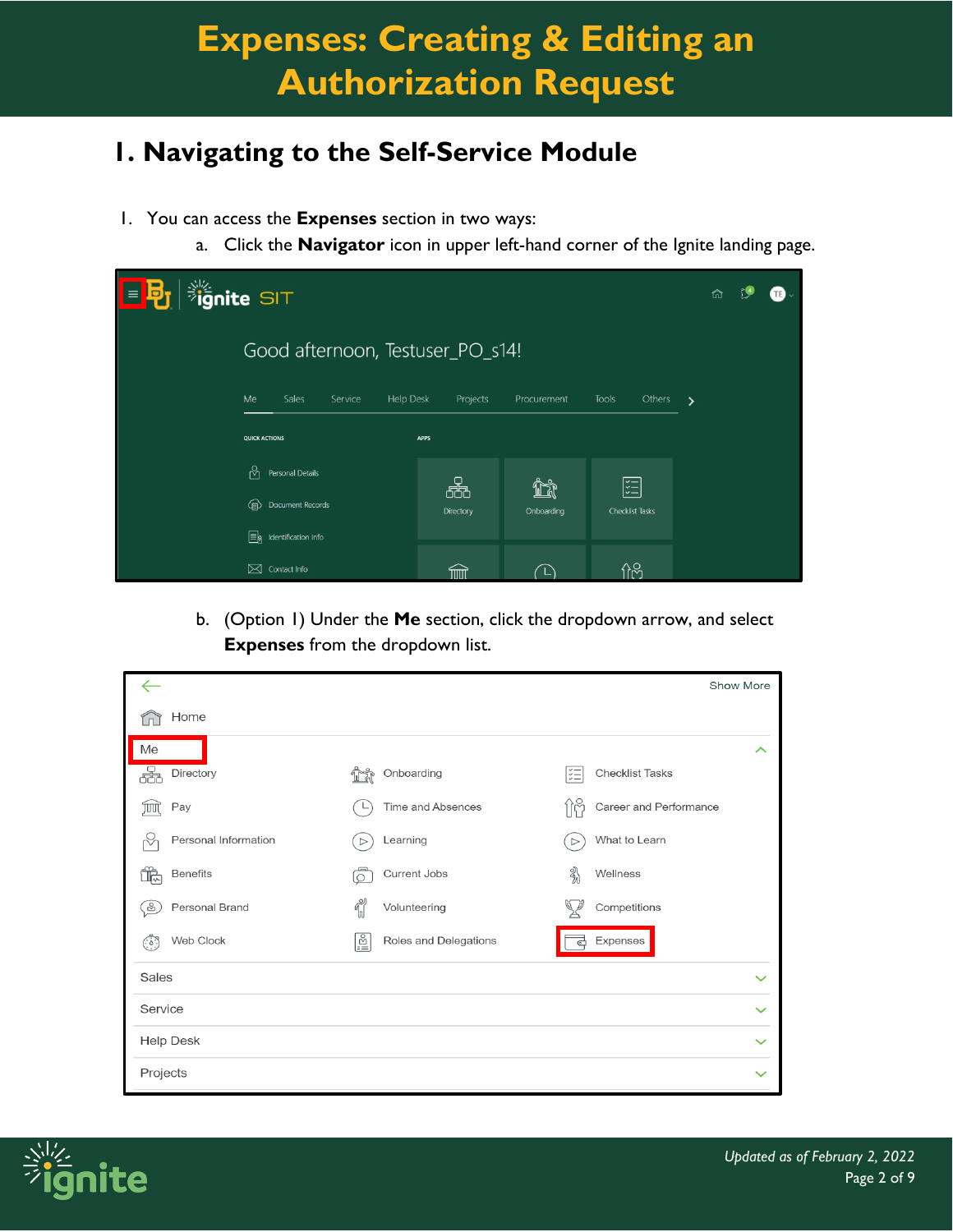# Expenses: Creating & Editing an Authorization Request

## 1. Navigating to the Self-Service Module

1. You can access the **Expenses** section in two ways:
   a. Click the **Navigator** icon in upper left-hand corner of the Ignite landing page.

   b. (Option 1) Under the **Me** section, click the dropdown arrow, and select **Expenses** from the dropdown list.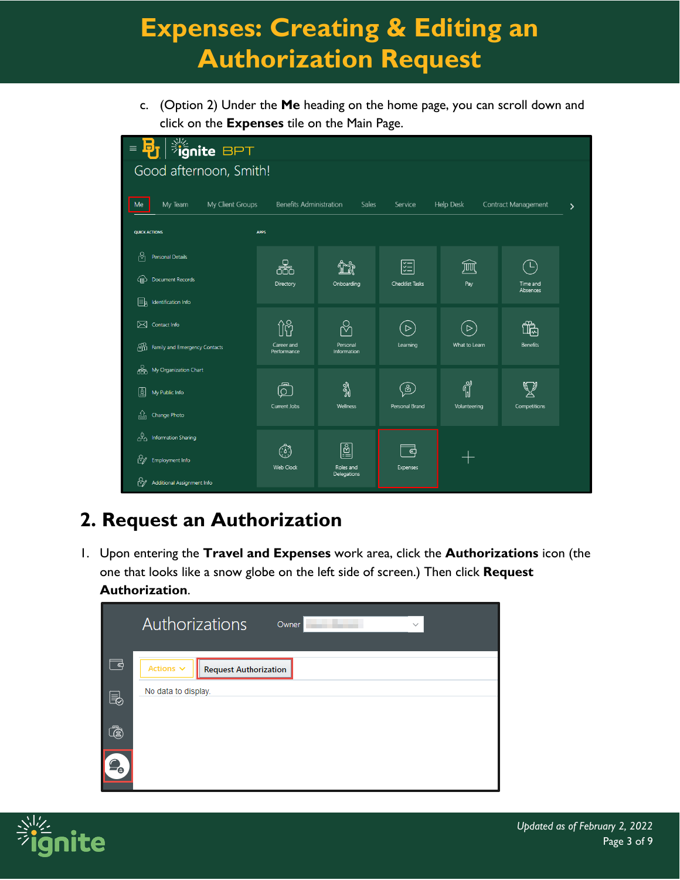c. (Option 2) Under the **Me** heading on the home page, you can scroll down and click on the **Expenses** tile on the Main Page.

## 2. Request an Authorization

1. Upon entering the **Travel and Expenses** work area, click the **Authorizations** icon (the one that looks like a snow globe on the left side of screen.) Then click **Request Authorization**.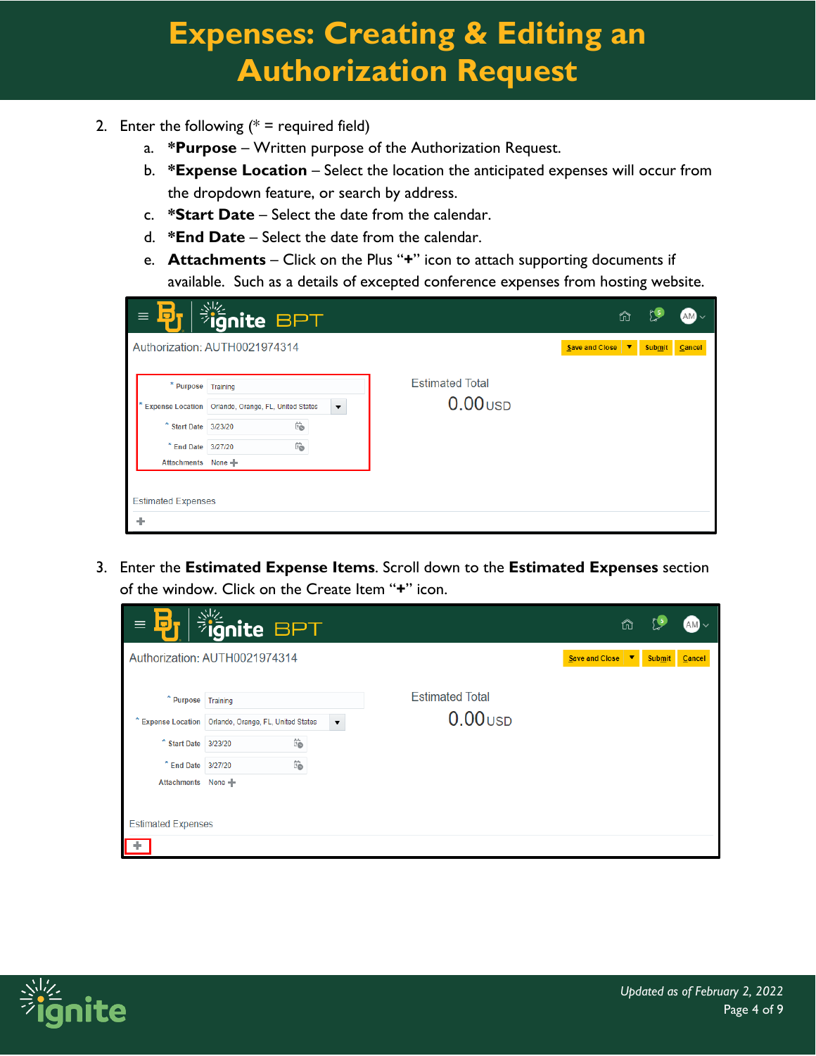# Expenses: Creating & Editing an Authorization Request

2. Enter the following (* = required field)
   a. ***Purpose** – Written purpose of the Authorization Request.
   b. ***Expense Location** – Select the location the anticipated expenses will occur from the dropdown feature, or search by address.
   c. ***Start Date** – Select the date from the calendar.
   d. ***End Date** – Select the date from the calendar.
   e. **Attachments** – Click on the Plus "**+**" icon to attach supporting documents if available. Such as a details of excepted conference expenses from hosting website.

3. Enter the **Estimated Expense Items**. Scroll down to the **Estimated Expenses** section of the window. Click on the Create Item "**+**" icon.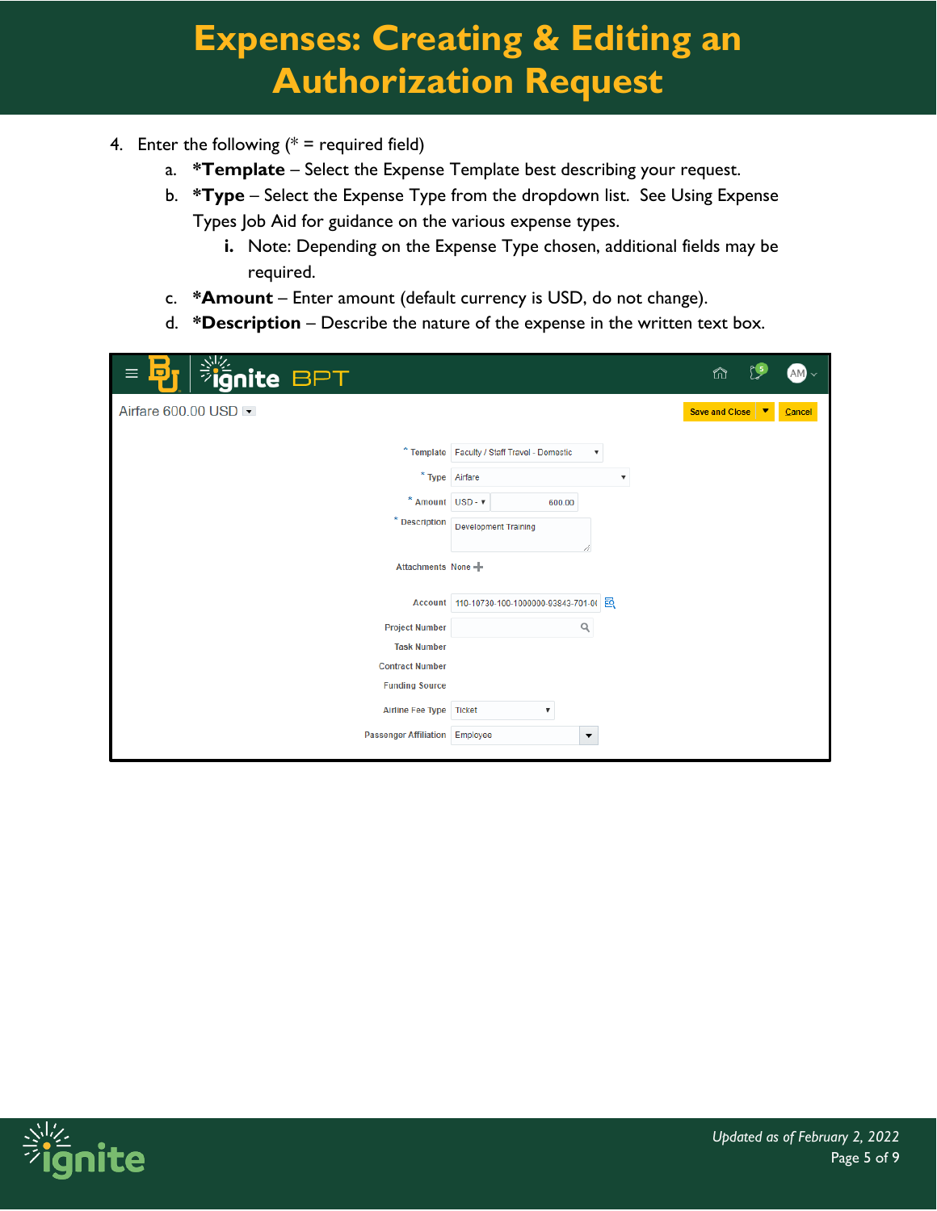4. Enter the following (* = required field)
    a. ***Template*** – Select the Expense Template best describing your request.
    b. ***Type*** – Select the Expense Type from the dropdown list. See Using Expense Types Job Aid for guidance on the various expense types.
        i. Note: Depending on the Expense Type chosen, additional fields may be required.
    c. ***Amount*** – Enter amount (default currency is USD, do not change).
    d. ***Description*** – Describe the nature of the expense in the written text box.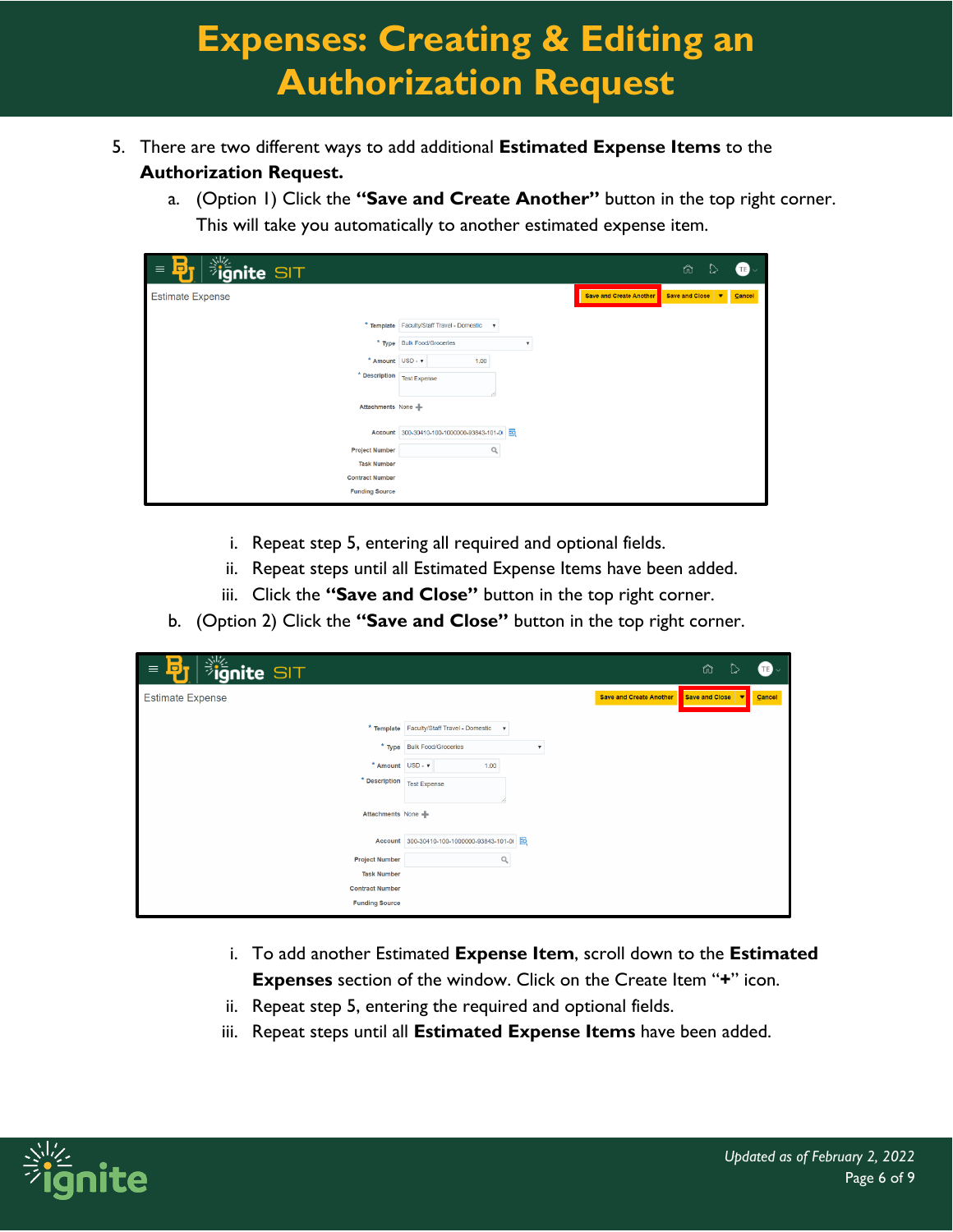# Expenses: Creating & Editing an Authorization Request

5. There are two different ways to add additional **Estimated Expense Items** to the **Authorization Request.**
   a. (Option 1) Click the **"Save and Create Another"** button in the top right corner. This will take you automatically to another estimated expense item.

      i. Repeat step 5, entering all required and optional fields.
      ii. Repeat steps until all Estimated Expense Items have been added.
      iii. Click the **"Save and Close"** button in the top right corner.

   b. (Option 2) Click the **"Save and Close"** button in the top right corner.

      i. To add another Estimated **Expense Item**, scroll down to the **Estimated Expenses** section of the window. Click on the Create Item "**+**" icon.
      ii. Repeat step 5, entering the required and optional fields.
      iii. Repeat steps until all **Estimated Expense Items** have been added.

*Updated as of February 2, 2022*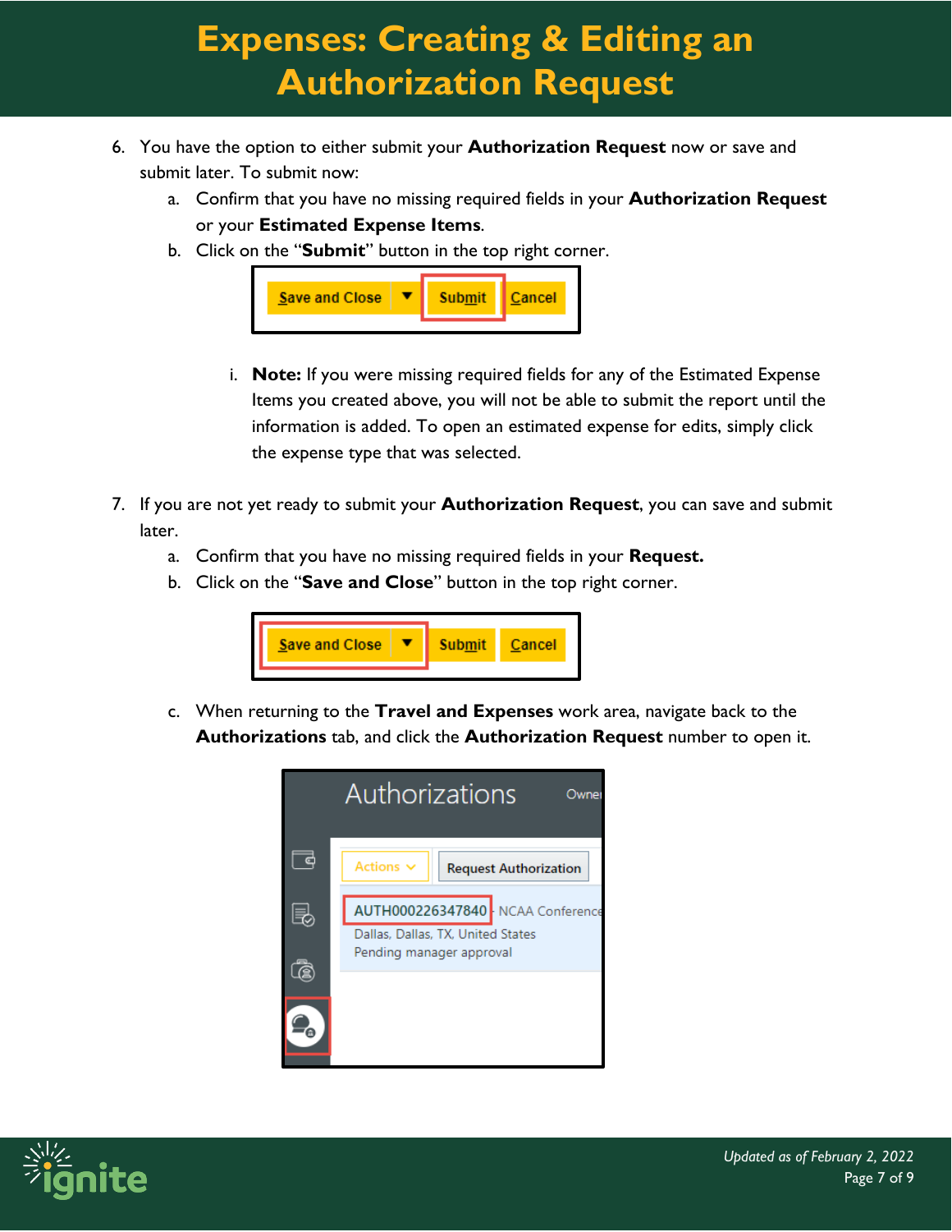# Expenses: Creating & Editing an Authorization Request

6. You have the option to either submit your **Authorization Request** now or save and submit later. To submit now:
   a. Confirm that you have no missing required fields in your **Authorization Request** or your **Estimated Expense Items**.
   b. Click on the "**Submit**" button in the top right corner.

      i. **Note:** If you were missing required fields for any of the Estimated Expense Items you created above, you will not be able to submit the report until the information is added. To open an estimated expense for edits, simply click the expense type that was selected.

7. If you are not yet ready to submit your **Authorization Request**, you can save and submit later.
   a. Confirm that you have no missing required fields in your **Request.**
   b. Click on the "**Save and Close**" button in the top right corner.
   c. When returning to the **Travel and Expenses** work area, navigate back to the **Authorizations** tab, and click the **Authorization Request** number to open it.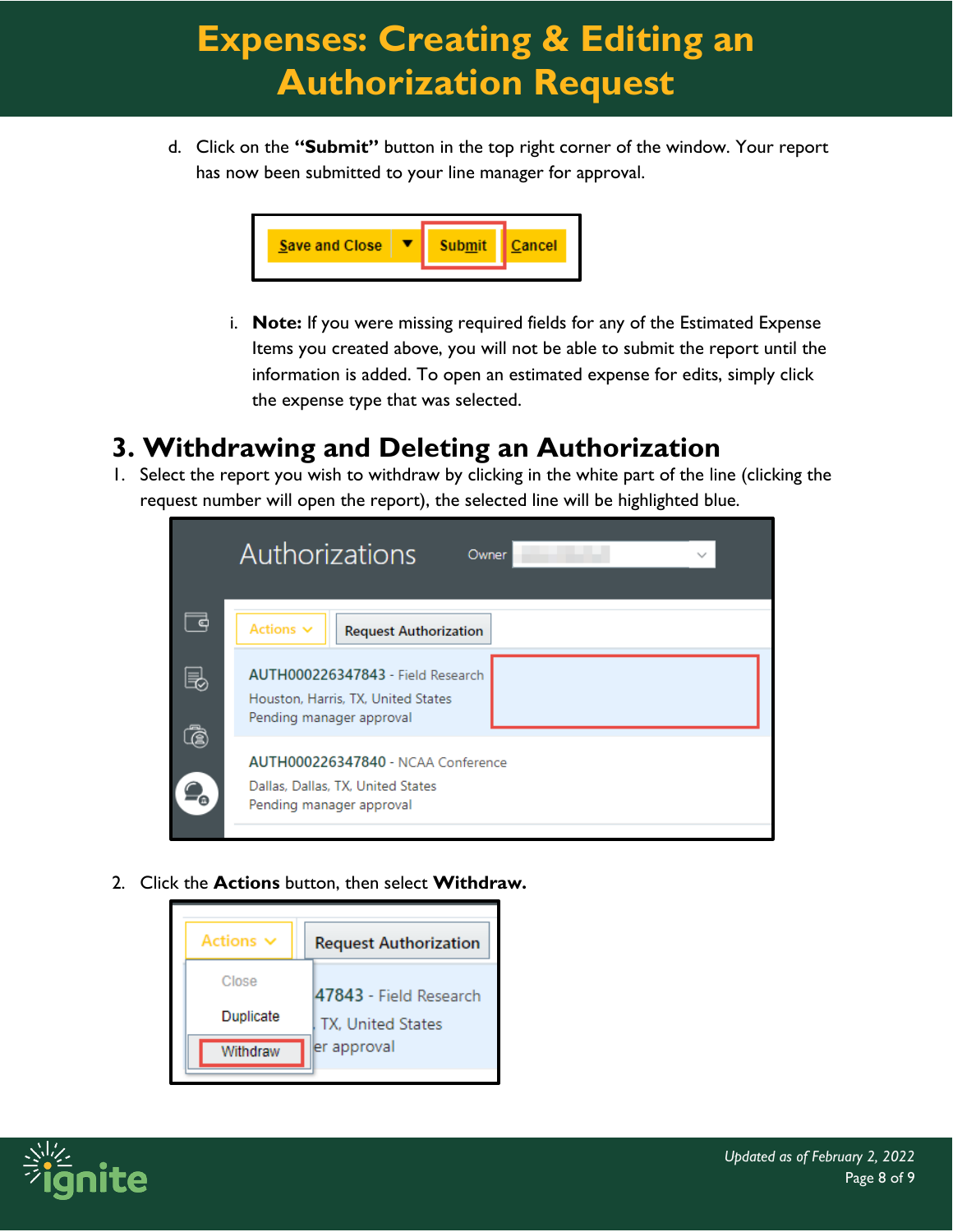d. Click on the **"Submit"** button in the top right corner of the window. Your report has now been submitted to your line manager for approval.

   i. **Note:** If you were missing required fields for any of the Estimated Expense Items you created above, you will not be able to submit the report until the information is added. To open an estimated expense for edits, simply click the expense type that was selected.

## 3. Withdrawing and Deleting an Authorization

1. Select the report you wish to withdraw by clicking in the white part of the line (clicking the request number will open the report), the selected line will be highlighted blue.

2. Click the **Actions** button, then select **Withdraw.**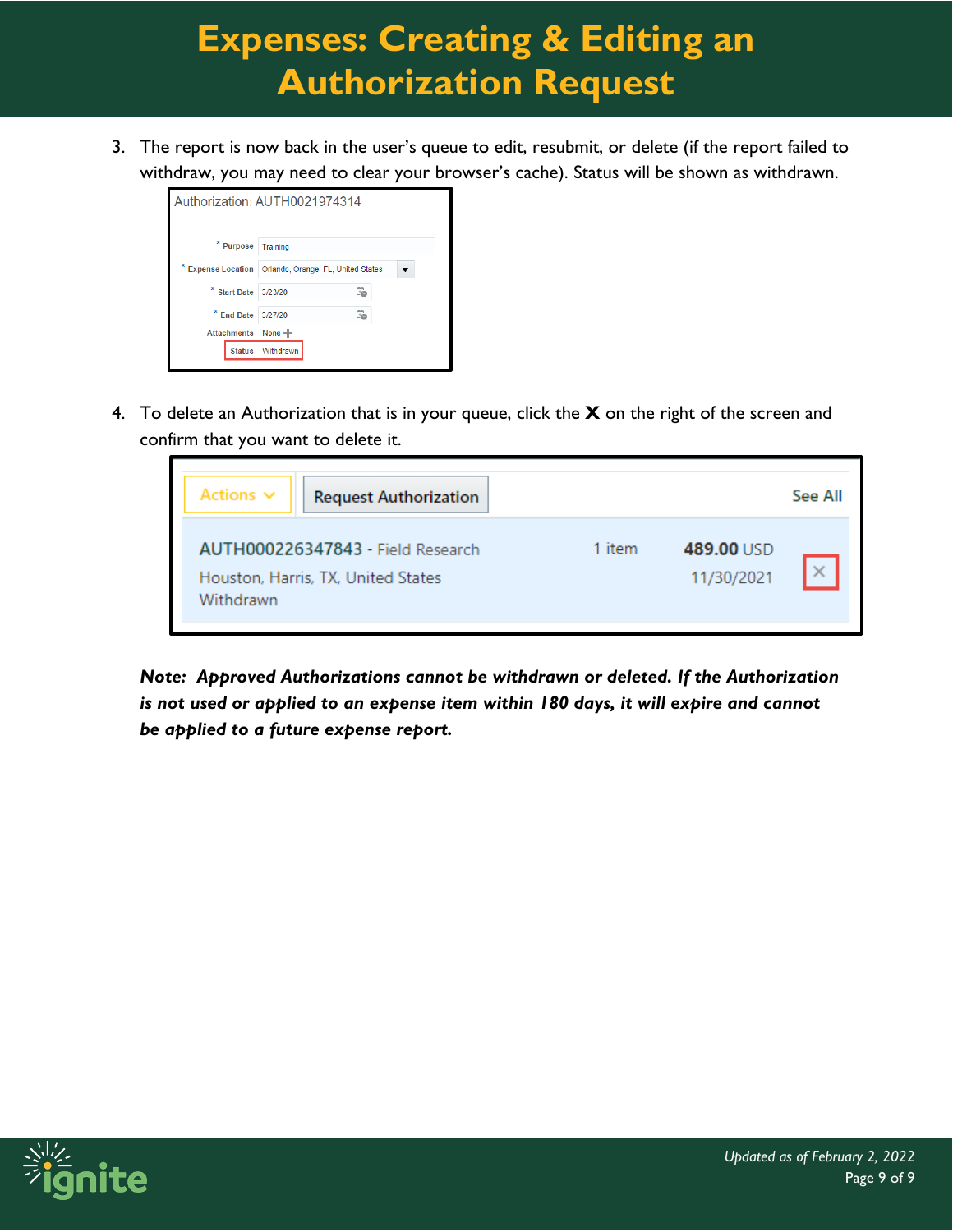# Expenses: Creating & Editing an Authorization Request

3. The report is now back in the user's queue to edit, resubmit, or delete (if the report failed to withdraw, you may need to clear your browser's cache). Status will be shown as withdrawn.

4. To delete an Authorization that is in your queue, click the **X** on the right of the screen and confirm that you want to delete it.

***Note: Approved Authorizations cannot be withdrawn or deleted. If the Authorization is not used or applied to an expense item within 180 days, it will expire and cannot be applied to a future expense report.***

*Updated as of February 2, 2022*